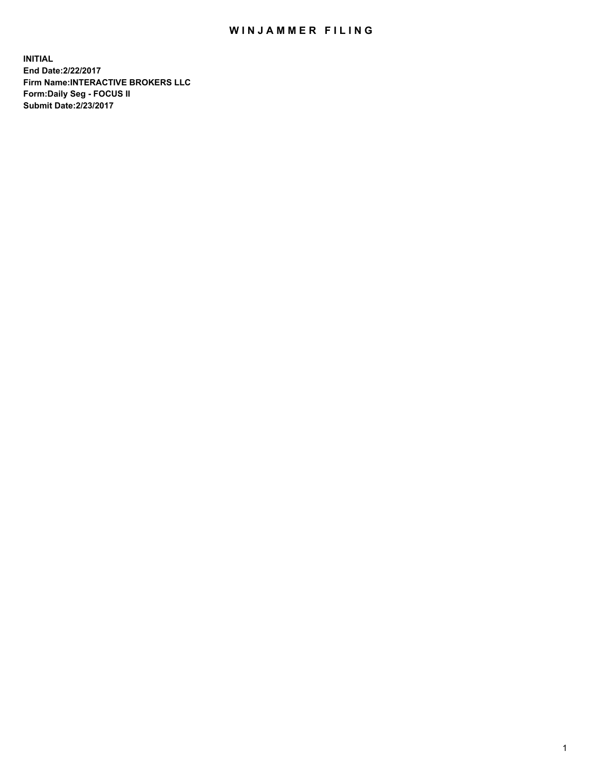# WINJAMMER FILING

**INITIAL**
**End Date:2/22/2017**
**Firm Name:INTERACTIVE BROKERS LLC**
**Form:Daily Seg - FOCUS II**
**Submit Date:2/23/2017**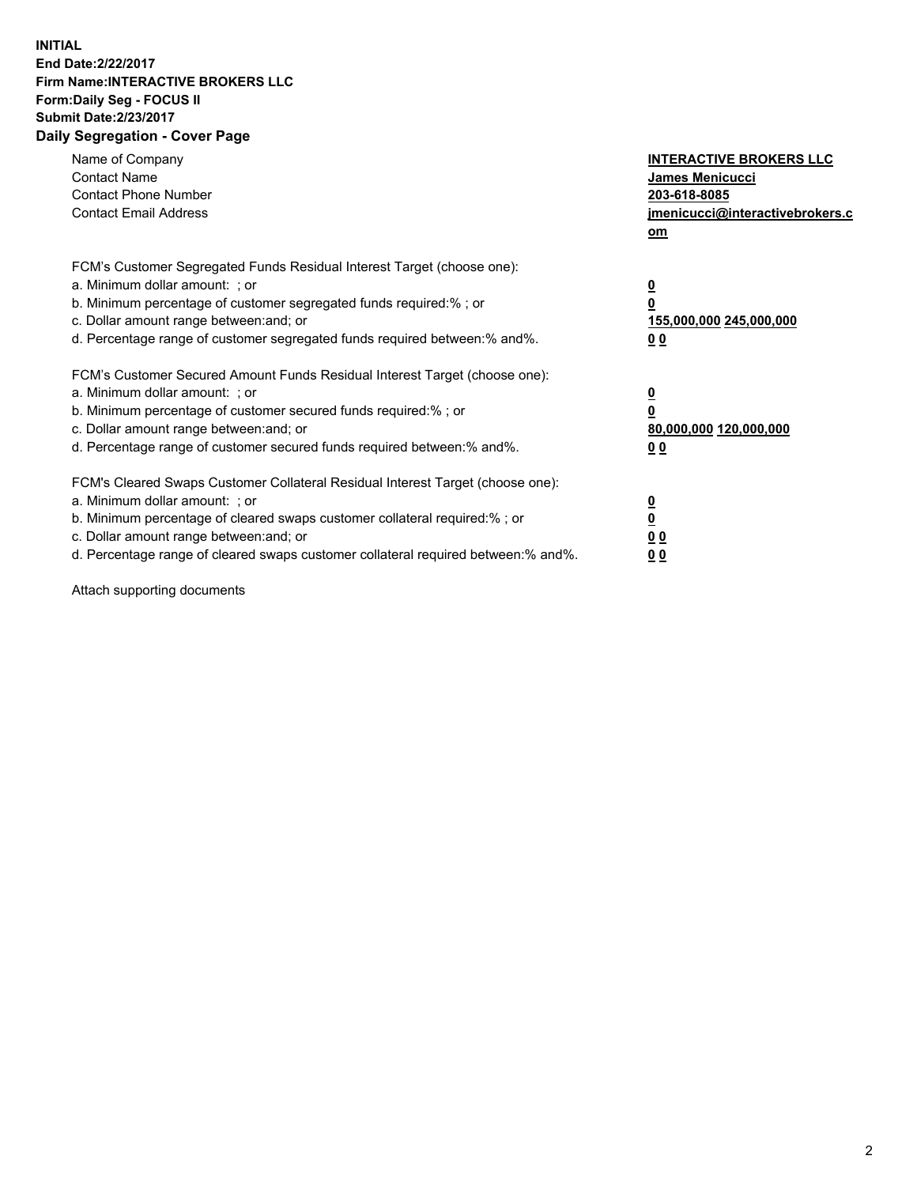**INITIAL**
**End Date:2/22/2017**
**Firm Name:INTERACTIVE BROKERS LLC**
**Form:Daily Seg - FOCUS II**
**Submit Date:2/23/2017**
**Daily Segregation - Cover Page**

| | |
|---|---|
| Name of Company | **INTERACTIVE BROKERS LLC** |
| Contact Name | **James Menicucci** |
| Contact Phone Number | **203-618-8085** |
| Contact Email Address | **jmenicucci@interactivebrokers.com** |

FCM's Customer Segregated Funds Residual Interest Target (choose one):

| | |
|---|---|
| a. Minimum dollar amount: ; or | **0** |
| b. Minimum percentage of customer segregated funds required:% ; or | **0** |
| c. Dollar amount range between:and; or | **155,000,000 245,000,000** |
| d. Percentage range of customer segregated funds required between:% and%. | **0 0** |

FCM's Customer Secured Amount Funds Residual Interest Target (choose one):

| | |
|---|---|
| a. Minimum dollar amount: ; or | **0** |
| b. Minimum percentage of customer secured funds required:% ; or | **0** |
| c. Dollar amount range between:and; or | **80,000,000 120,000,000** |
| d. Percentage range of customer secured funds required between:% and%. | **0 0** |

FCM's Cleared Swaps Customer Collateral Residual Interest Target (choose one):

| | |
|---|---|
| a. Minimum dollar amount: ; or | **0** |
| b. Minimum percentage of cleared swaps customer collateral required:% ; or | **0** |
| c. Dollar amount range between:and; or | **0 0** |
| d. Percentage range of cleared swaps customer collateral required between:% and%. | **0 0** |

Attach supporting documents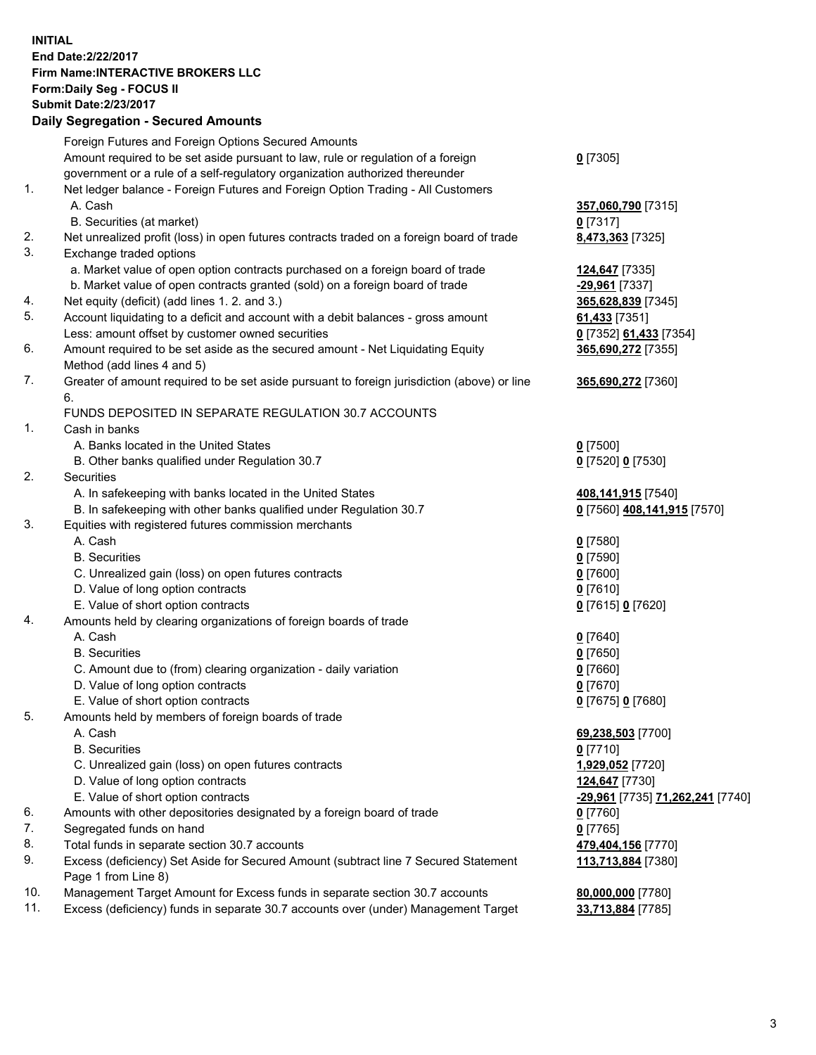**INITIAL**
**End Date:2/22/2017**
**Firm Name:INTERACTIVE BROKERS LLC**
**Form:Daily Seg - FOCUS II**
**Submit Date:2/23/2017**
**Daily Segregation - Secured Amounts**

| | | |
|---|---|---|
| | Foreign Futures and Foreign Options Secured Amounts | |
| | Amount required to be set aside pursuant to law, rule or regulation of a foreign government or a rule of a self-regulatory organization authorized thereunder | 0 [7305] |
| 1. | Net ledger balance - Foreign Futures and Foreign Option Trading - All Customers | |
| | A. Cash | 357,060,790 [7315] |
| | B. Securities (at market) | 0 [7317] |
| 2. | Net unrealized profit (loss) in open futures contracts traded on a foreign board of trade | 8,473,363 [7325] |
| 3. | Exchange traded options | |
| | a. Market value of open option contracts purchased on a foreign board of trade | 124,647 [7335] |
| | b. Market value of open contracts granted (sold) on a foreign board of trade | -29,961 [7337] |
| 4. | Net equity (deficit) (add lines 1. 2. and 3.) | 365,628,839 [7345] |
| 5. | Account liquidating to a deficit and account with a debit balances - gross amount | 61,433 [7351] |
| | Less: amount offset by customer owned securities | 0 [7352] 61,433 [7354] |
| 6. | Amount required to be set aside as the secured amount - Net Liquidating Equity Method (add lines 4 and 5) | 365,690,272 [7355] |
| 7. | Greater of amount required to be set aside pursuant to foreign jurisdiction (above) or line 6. | 365,690,272 [7360] |
| | FUNDS DEPOSITED IN SEPARATE REGULATION 30.7 ACCOUNTS | |
| 1. | Cash in banks | |
| | A. Banks located in the United States | 0 [7500] |
| | B. Other banks qualified under Regulation 30.7 | 0 [7520] 0 [7530] |
| 2. | Securities | |
| | A. In safekeeping with banks located in the United States | 408,141,915 [7540] |
| | B. In safekeeping with other banks qualified under Regulation 30.7 | 0 [7560] 408,141,915 [7570] |
| 3. | Equities with registered futures commission merchants | |
| | A. Cash | 0 [7580] |
| | B. Securities | 0 [7590] |
| | C. Unrealized gain (loss) on open futures contracts | 0 [7600] |
| | D. Value of long option contracts | 0 [7610] |
| | E. Value of short option contracts | 0 [7615] 0 [7620] |
| 4. | Amounts held by clearing organizations of foreign boards of trade | |
| | A. Cash | 0 [7640] |
| | B. Securities | 0 [7650] |
| | C. Amount due to (from) clearing organization - daily variation | 0 [7660] |
| | D. Value of long option contracts | 0 [7670] |
| | E. Value of short option contracts | 0 [7675] 0 [7680] |
| 5. | Amounts held by members of foreign boards of trade | |
| | A. Cash | 69,238,503 [7700] |
| | B. Securities | 0 [7710] |
| | C. Unrealized gain (loss) on open futures contracts | 1,929,052 [7720] |
| | D. Value of long option contracts | 124,647 [7730] |
| | E. Value of short option contracts | -29,961 [7735] 71,262,241 [7740] |
| 6. | Amounts with other depositories designated by a foreign board of trade | 0 [7760] |
| 7. | Segregated funds on hand | 0 [7765] |
| 8. | Total funds in separate section 30.7 accounts | 479,404,156 [7770] |
| 9. | Excess (deficiency) Set Aside for Secured Amount (subtract line 7 Secured Statement Page 1 from Line 8) | 113,713,884 [7380] |
| 10. | Management Target Amount for Excess funds in separate section 30.7 accounts | 80,000,000 [7780] |
| 11. | Excess (deficiency) funds in separate 30.7 accounts over (under) Management Target | 33,713,884 [7785] |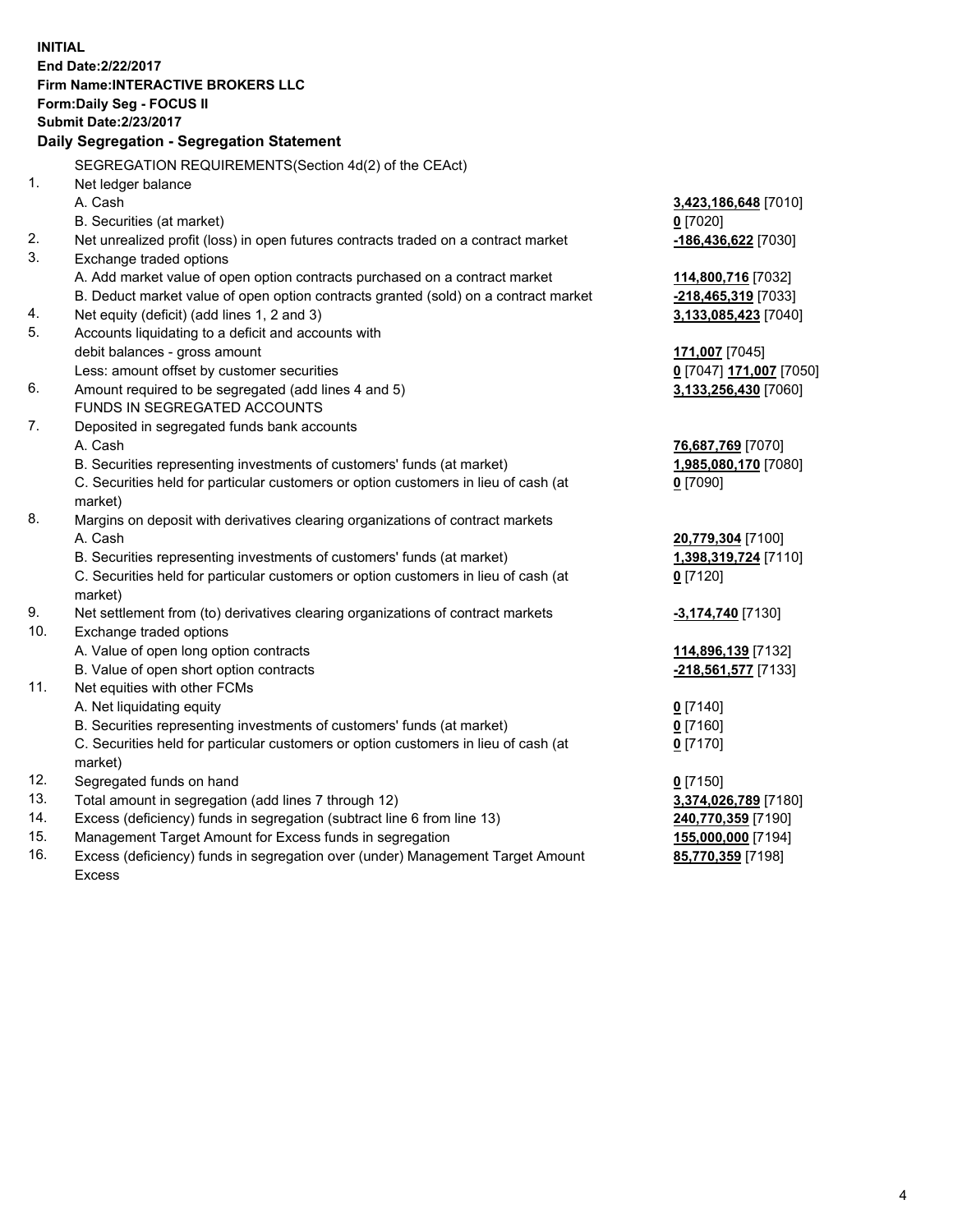**INITIAL**
**End Date:2/22/2017**
**Firm Name:INTERACTIVE BROKERS LLC**
**Form:Daily Seg - FOCUS II**
**Submit Date:2/23/2017**

**Daily Segregation - Segregation Statement**

| | | |
|---|---|---|
| | SEGREGATION REQUIREMENTS(Section 4d(2) of the CEAct) | |
| 1. | Net ledger balance | |
| | A. Cash | **3,423,186,648** [7010] |
| | B. Securities (at market) | **0** [7020] |
| 2. | Net unrealized profit (loss) in open futures contracts traded on a contract market | **-186,436,622** [7030] |
| 3. | Exchange traded options | |
| | A. Add market value of open option contracts purchased on a contract market | **114,800,716** [7032] |
| | B. Deduct market value of open option contracts granted (sold) on a contract market | **-218,465,319** [7033] |
| 4. | Net equity (deficit) (add lines 1, 2 and 3) | **3,133,085,423** [7040] |
| 5. | Accounts liquidating to a deficit and accounts with | |
| | debit balances - gross amount | **171,007** [7045] |
| | Less: amount offset by customer securities | **0** [7047] **171,007** [7050] |
| 6. | Amount required to be segregated (add lines 4 and 5) | **3,133,256,430** [7060] |
| | FUNDS IN SEGREGATED ACCOUNTS | |
| 7. | Deposited in segregated funds bank accounts | |
| | A. Cash | **76,687,769** [7070] |
| | B. Securities representing investments of customers' funds (at market) | **1,985,080,170** [7080] |
| | C. Securities held for particular customers or option customers in lieu of cash (at market) | **0** [7090] |
| 8. | Margins on deposit with derivatives clearing organizations of contract markets | |
| | A. Cash | **20,779,304** [7100] |
| | B. Securities representing investments of customers' funds (at market) | **1,398,319,724** [7110] |
| | C. Securities held for particular customers or option customers in lieu of cash (at market) | **0** [7120] |
| 9. | Net settlement from (to) derivatives clearing organizations of contract markets | **-3,174,740** [7130] |
| 10. | Exchange traded options | |
| | A. Value of open long option contracts | **114,896,139** [7132] |
| | B. Value of open short option contracts | **-218,561,577** [7133] |
| 11. | Net equities with other FCMs | |
| | A. Net liquidating equity | **0** [7140] |
| | B. Securities representing investments of customers' funds (at market) | **0** [7160] |
| | C. Securities held for particular customers or option customers in lieu of cash (at market) | **0** [7170] |
| 12. | Segregated funds on hand | **0** [7150] |
| 13. | Total amount in segregation (add lines 7 through 12) | **3,374,026,789** [7180] |
| 14. | Excess (deficiency) funds in segregation (subtract line 6 from line 13) | **240,770,359** [7190] |
| 15. | Management Target Amount for Excess funds in segregation | **155,000,000** [7194] |
| 16. | Excess (deficiency) funds in segregation over (under) Management Target Amount Excess | **85,770,359** [7198] |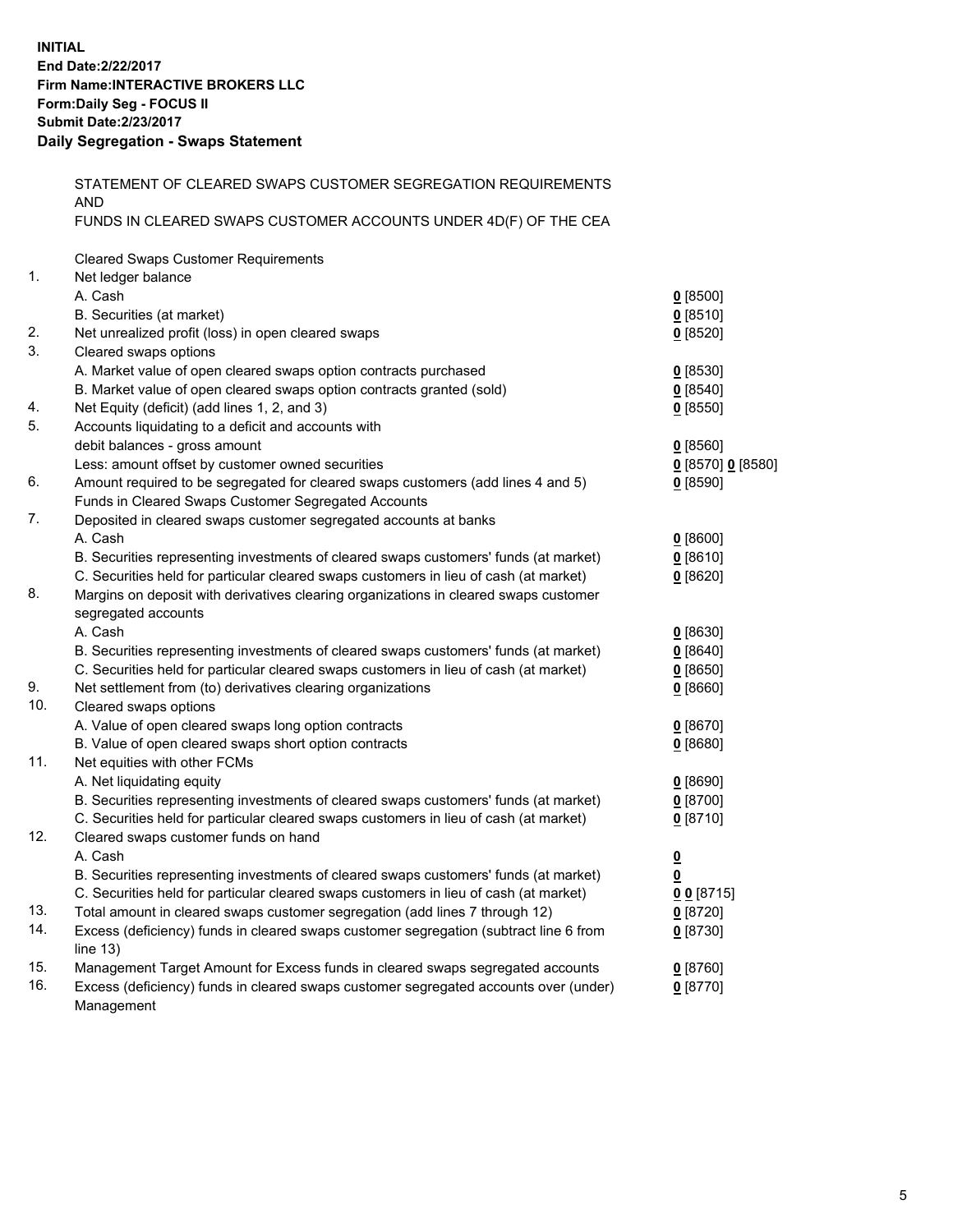**INITIAL**
**End Date:2/22/2017**
**Firm Name:INTERACTIVE BROKERS LLC**
**Form:Daily Seg - FOCUS II**
**Submit Date:2/23/2017**
**Daily Segregation - Swaps Statement**

STATEMENT OF CLEARED SWAPS CUSTOMER SEGREGATION REQUIREMENTS AND
FUNDS IN CLEARED SWAPS CUSTOMER ACCOUNTS UNDER 4D(F) OF THE CEA

| | | |
|---|---|---|
| | Cleared Swaps Customer Requirements | |
| 1. | Net ledger balance | |
| | A. Cash | 0 [8500] |
| | B. Securities (at market) | 0 [8510] |
| 2. | Net unrealized profit (loss) in open cleared swaps | 0 [8520] |
| 3. | Cleared swaps options | |
| | A. Market value of open cleared swaps option contracts purchased | 0 [8530] |
| | B. Market value of open cleared swaps option contracts granted (sold) | 0 [8540] |
| 4. | Net Equity (deficit) (add lines 1, 2, and 3) | 0 [8550] |
| 5. | Accounts liquidating to a deficit and accounts with | |
| | debit balances - gross amount | 0 [8560] |
| | Less: amount offset by customer owned securities | 0 [8570] 0 [8580] |
| 6. | Amount required to be segregated for cleared swaps customers (add lines 4 and 5) | 0 [8590] |
| | Funds in Cleared Swaps Customer Segregated Accounts | |
| 7. | Deposited in cleared swaps customer segregated accounts at banks | |
| | A. Cash | 0 [8600] |
| | B. Securities representing investments of cleared swaps customers' funds (at market) | 0 [8610] |
| | C. Securities held for particular cleared swaps customers in lieu of cash (at market) | 0 [8620] |
| 8. | Margins on deposit with derivatives clearing organizations in cleared swaps customer segregated accounts | |
| | A. Cash | 0 [8630] |
| | B. Securities representing investments of cleared swaps customers' funds (at market) | 0 [8640] |
| | C. Securities held for particular cleared swaps customers in lieu of cash (at market) | 0 [8650] |
| 9. | Net settlement from (to) derivatives clearing organizations | 0 [8660] |
| 10. | Cleared swaps options | |
| | A. Value of open cleared swaps long option contracts | 0 [8670] |
| | B. Value of open cleared swaps short option contracts | 0 [8680] |
| 11. | Net equities with other FCMs | |
| | A. Net liquidating equity | 0 [8690] |
| | B. Securities representing investments of cleared swaps customers' funds (at market) | 0 [8700] |
| | C. Securities held for particular cleared swaps customers in lieu of cash (at market) | 0 [8710] |
| 12. | Cleared swaps customer funds on hand | |
| | A. Cash | 0 |
| | B. Securities representing investments of cleared swaps customers' funds (at market) | 0 |
| | C. Securities held for particular cleared swaps customers in lieu of cash (at market) | 0 0 [8715] |
| 13. | Total amount in cleared swaps customer segregation (add lines 7 through 12) | 0 [8720] |
| 14. | Excess (deficiency) funds in cleared swaps customer segregation (subtract line 6 from line 13) | 0 [8730] |
| 15. | Management Target Amount for Excess funds in cleared swaps segregated accounts | 0 [8760] |
| 16. | Excess (deficiency) funds in cleared swaps customer segregated accounts over (under) Management | 0 [8770] |